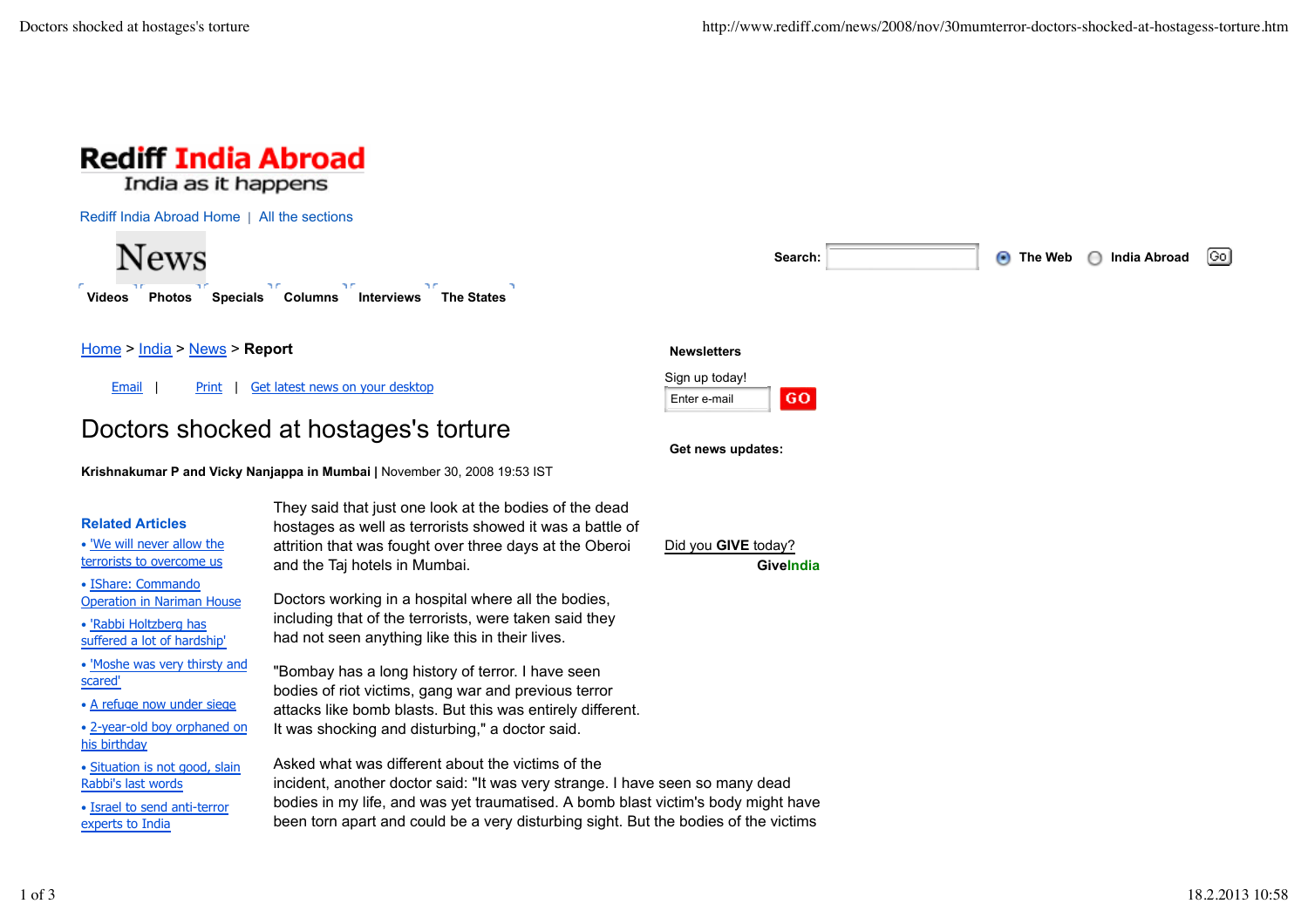Rediff India Abroad
India as it happens

Rediff India Abroad Home | All the sections

News

Videos Photos Specials Columns Interviews The States

Search: The Web India Abroad Go

Home > India > News > **Report**

Email | Print | Get latest news on your desktop

# Doctors shocked at hostages's torture

**Krishnakumar P and Vicky Nanjappa in Mumbai |** November 30, 2008 19:53 IST

They said that just one look at the bodies of the dead hostages as well as terrorists showed it was a battle of attrition that was fought over three days at the Oberoi and the Taj hotels in Mumbai.

Doctors working in a hospital where all the bodies, including that of the terrorists, were taken said they had not seen anything like this in their lives.

"Bombay has a long history of terror. I have seen bodies of riot victims, gang war and previous terror attacks like bomb blasts. But this was entirely different. It was shocking and disturbing," a doctor said.

Asked what was different about the victims of the incident, another doctor said: "It was very strange. I have seen so many dead bodies in my life, and was yet traumatised. A bomb blast victim's body might have been torn apart and could be a very disturbing sight. But the bodies of the victims

**Related Articles**

- 'We will never allow the terrorists to overcome us
- IShare: Commando Operation in Nariman House
- 'Rabbi Holtzberg has suffered a lot of hardship'
- 'Moshe was very thirsty and scared'
- A refuge now under siege
- 2-year-old boy orphaned on his birthday
- Situation is not good, slain Rabbi's last words
- Israel to send anti-terror experts to India

**Newsletters**

Sign up today!

Enter e-mail GO

**Get news updates:**

Did you **GIVE** today?
**GiveIndia**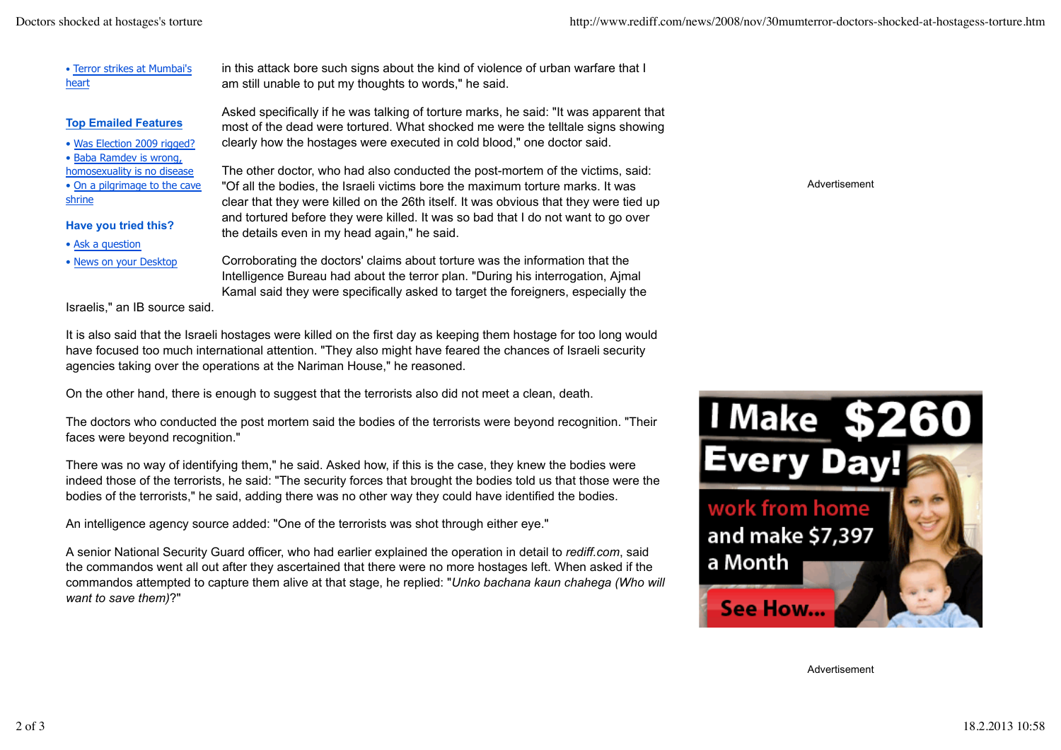- Terror strikes at Mumbai's heart

**Top Emailed Features**

- Was Election 2009 rigged?
- Baba Ramdev is wrong, homosexuality is no disease
- On a pilgrimage to the cave shrine

**Have you tried this?**

- Ask a question
- News on your Desktop

in this attack bore such signs about the kind of violence of urban warfare that I am still unable to put my thoughts to words," he said.

Asked specifically if he was talking of torture marks, he said: "It was apparent that most of the dead were tortured. What shocked me were the telltale signs showing clearly how the hostages were executed in cold blood," one doctor said.

The other doctor, who had also conducted the post-mortem of the victims, said: "Of all the bodies, the Israeli victims bore the maximum torture marks. It was clear that they were killed on the 26th itself. It was obvious that they were tied up and tortured before they were killed. It was so bad that I do not want to go over the details even in my head again," he said.

Corroborating the doctors' claims about torture was the information that the Intelligence Bureau had about the terror plan. "During his interrogation, Ajmal Kamal said they were specifically asked to target the foreigners, especially the Israelis," an IB source said.

It is also said that the Israeli hostages were killed on the first day as keeping them hostage for too long would have focused too much international attention. "They also might have feared the chances of Israeli security agencies taking over the operations at the Nariman House," he reasoned.

On the other hand, there is enough to suggest that the terrorists also did not meet a clean, death.

The doctors who conducted the post mortem said the bodies of the terrorists were beyond recognition. "Their faces were beyond recognition."

There was no way of identifying them," he said. Asked how, if this is the case, they knew the bodies were indeed those of the terrorists, he said: "The security forces that brought the bodies told us that those were the bodies of the terrorists," he said, adding there was no other way they could have identified the bodies.

An intelligence agency source added: "One of the terrorists was shot through either eye."

A senior National Security Guard officer, who had earlier explained the operation in detail to *rediff.com*, said the commandos went all out after they ascertained that there were no more hostages left. When asked if the commandos attempted to capture them alive at that stage, he replied: "*Unko bachana kaun chahega (Who will want to save them)*?"

Advertisement

I Make $260 Every Day! work from home and make $7,397 a Month See How...

Advertisement